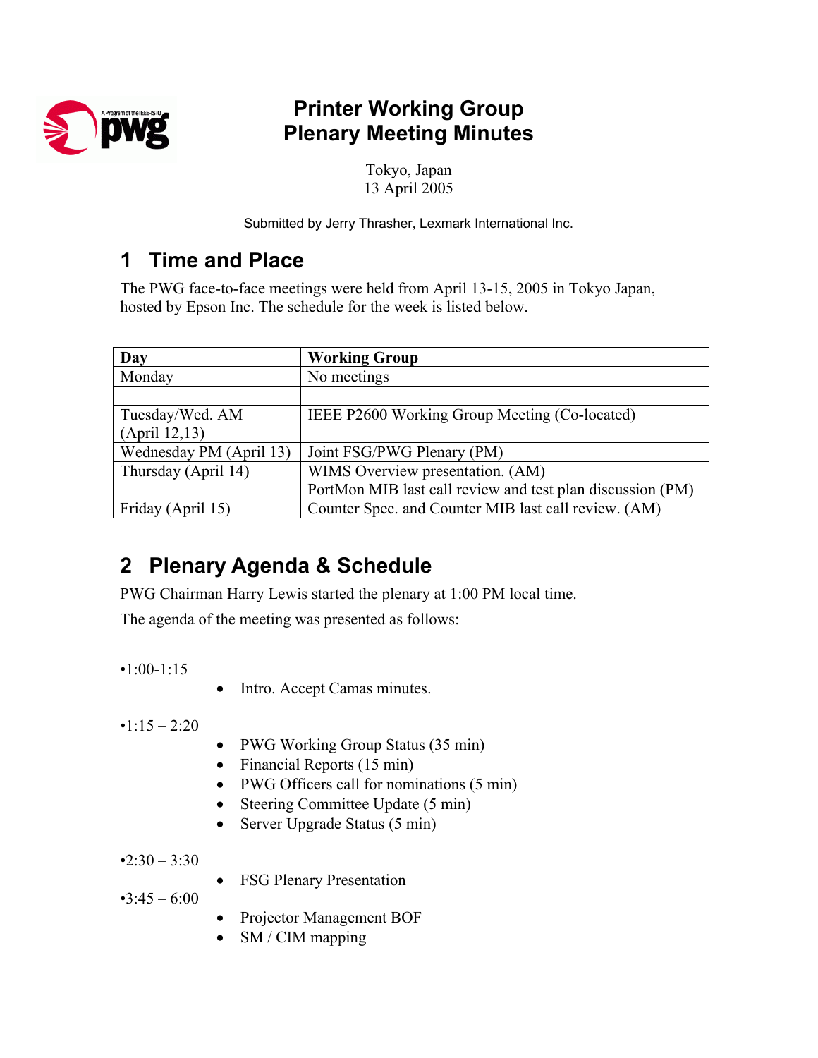# Printer Working Group
# Plenary Meeting Minutes

Tokyo, Japan
13 April 2005

Submitted by Jerry Thrasher, Lexmark International Inc.

## 1 Time and Place

The PWG face-to-face meetings were held from April 13-15, 2005 in Tokyo Japan, hosted by Epson Inc. The schedule for the week is listed below.

| Day | Working Group |
|---|---|
| Monday | No meetings |
| | |
| Tuesday/Wed. AM (April 12,13) | IEEE P2600 Working Group Meeting (Co-located) |
| Wednesday PM (April 13) | Joint FSG/PWG Plenary (PM) |
| Thursday (April 14) | WIMS Overview presentation. (AM)<br>PortMon MIB last call review and test plan discussion (PM) |
| Friday (April 15) | Counter Spec. and Counter MIB last call review. (AM) |

## 2 Plenary Agenda & Schedule

PWG Chairman Harry Lewis started the plenary at 1:00 PM local time.

The agenda of the meeting was presented as follows:

•1:00-1:15

- Intro. Accept Camas minutes.

•1:15 – 2:20

- PWG Working Group Status (35 min)
- Financial Reports (15 min)
- PWG Officers call for nominations (5 min)
- Steering Committee Update (5 min)
- Server Upgrade Status (5 min)

•2:30 – 3:30

- FSG Plenary Presentation

•3:45 – 6:00

- Projector Management BOF
- SM / CIM mapping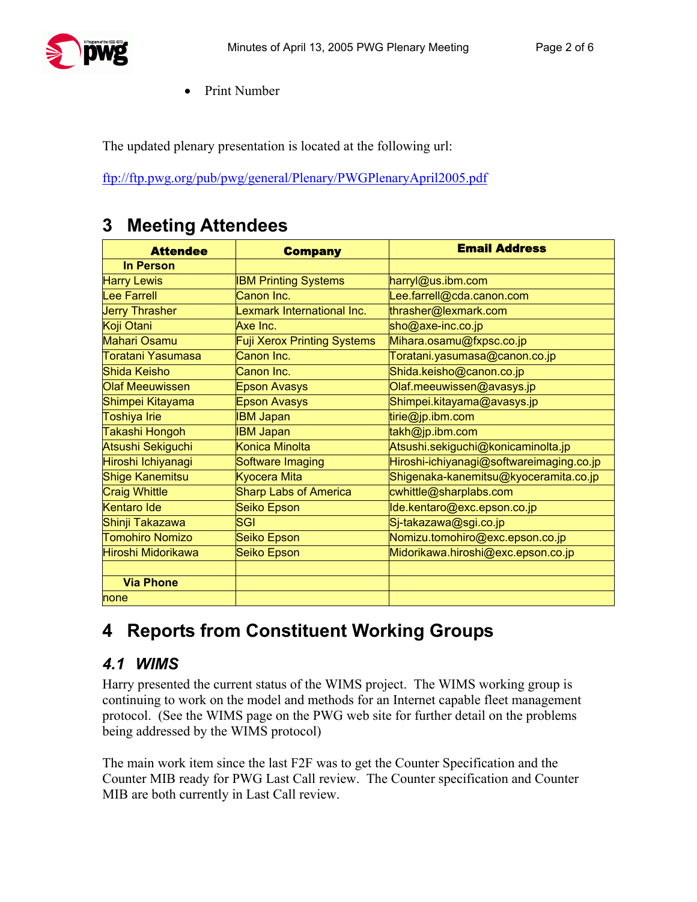- Print Number

The updated plenary presentation is located at the following url:

ftp://ftp.pwg.org/pub/pwg/general/Plenary/PWGPlenaryApril2005.pdf

## 3 Meeting Attendees

| Attendee | Company | Email Address |
|---|---|---|
| **In Person** | | |
| Harry Lewis | IBM Printing Systems | harryl@us.ibm.com |
| Lee Farrell | Canon Inc. | Lee.farrell@cda.canon.com |
| Jerry Thrasher | Lexmark International Inc. | thrasher@lexmark.com |
| Koji Otani | Axe Inc. | sho@axe-inc.co.jp |
| Mahari Osamu | Fuji Xerox Printing Systems | Mihara.osamu@fxpsc.co.jp |
| Toratani Yasumasa | Canon Inc. | Toratani.yasumasa@canon.co.jp |
| Shida Keisho | Canon Inc. | Shida.keisho@canon.co.jp |
| Olaf Meeuwissen | Epson Avasys | Olaf.meeuwissen@avasys.jp |
| Shimpei Kitayama | Epson Avasys | Shimpei.kitayama@avasys.jp |
| Toshiya Irie | IBM Japan | tirie@jp.ibm.com |
| Takashi Hongoh | IBM Japan | takh@jp.ibm.com |
| Atsushi Sekiguchi | Konica Minolta | Atsushi.sekiguchi@konicaminolta.jp |
| Hiroshi Ichiyanagi | Software Imaging | Hiroshi-ichiyanagi@softwareimaging.co.jp |
| Shige Kanemitsu | Kyocera Mita | Shigenaka-kanemitsu@kyoceramita.co.jp |
| Craig Whittle | Sharp Labs of America | cwhittle@sharplabs.com |
| Kentaro Ide | Seiko Epson | Ide.kentaro@exc.epson.co.jp |
| Shinji Takazawa | SGI | Sj-takazawa@sgi.co.jp |
| Tomohiro Nomizo | Seiko Epson | Nomizu.tomohiro@exc.epson.co.jp |
| Hiroshi Midorikawa | Seiko Epson | Midorikawa.hiroshi@exc.epson.co.jp |
| | | |
| **Via Phone** | | |
| none | | |

## 4 Reports from Constituent Working Groups

### 4.1 WIMS

Harry presented the current status of the WIMS project. The WIMS working group is continuing to work on the model and methods for an Internet capable fleet management protocol. (See the WIMS page on the PWG web site for further detail on the problems being addressed by the WIMS protocol)

The main work item since the last F2F was to get the Counter Specification and the Counter MIB ready for PWG Last Call review. The Counter specification and Counter MIB are both currently in Last Call review.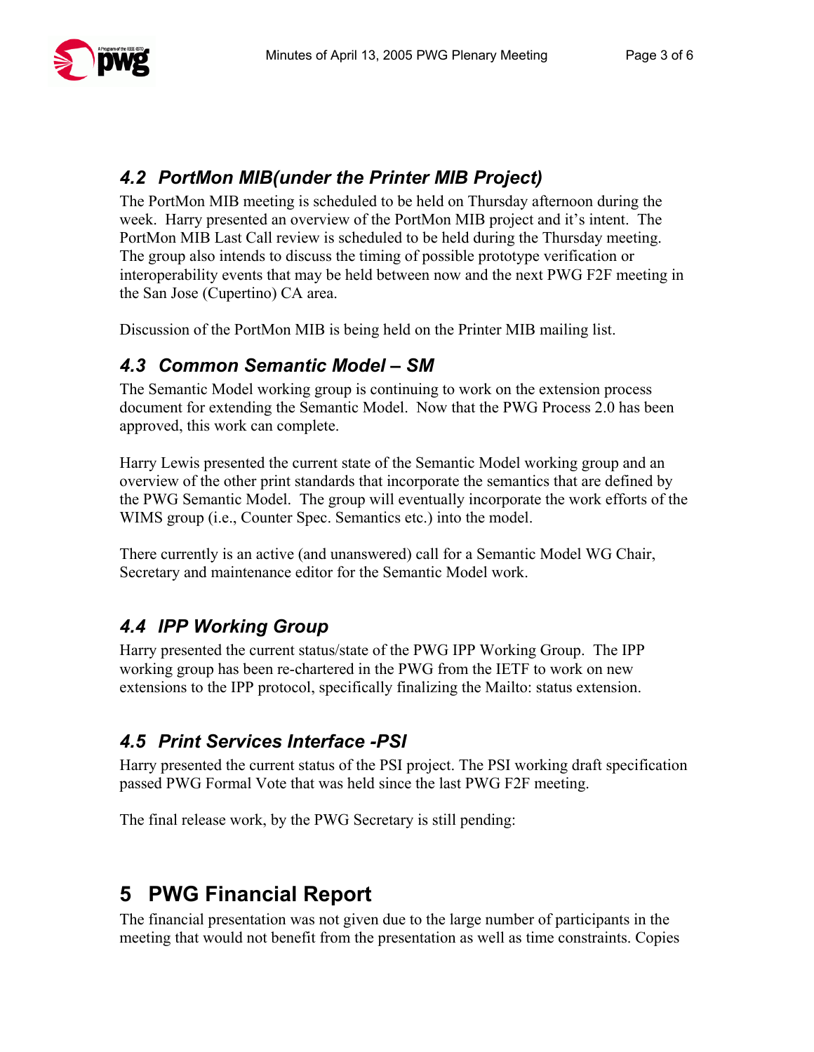### 4.2 PortMon MIB(under the Printer MIB Project)

The PortMon MIB meeting is scheduled to be held on Thursday afternoon during the week. Harry presented an overview of the PortMon MIB project and it's intent. The PortMon MIB Last Call review is scheduled to be held during the Thursday meeting. The group also intends to discuss the timing of possible prototype verification or interoperability events that may be held between now and the next PWG F2F meeting in the San Jose (Cupertino) CA area.

Discussion of the PortMon MIB is being held on the Printer MIB mailing list.

### 4.3 Common Semantic Model – SM

The Semantic Model working group is continuing to work on the extension process document for extending the Semantic Model. Now that the PWG Process 2.0 has been approved, this work can complete.

Harry Lewis presented the current state of the Semantic Model working group and an overview of the other print standards that incorporate the semantics that are defined by the PWG Semantic Model. The group will eventually incorporate the work efforts of the WIMS group (i.e., Counter Spec. Semantics etc.) into the model.

There currently is an active (and unanswered) call for a Semantic Model WG Chair, Secretary and maintenance editor for the Semantic Model work.

### 4.4 IPP Working Group

Harry presented the current status/state of the PWG IPP Working Group. The IPP working group has been re-chartered in the PWG from the IETF to work on new extensions to the IPP protocol, specifically finalizing the Mailto: status extension.

### 4.5 Print Services Interface -PSI

Harry presented the current status of the PSI project. The PSI working draft specification passed PWG Formal Vote that was held since the last PWG F2F meeting.

The final release work, by the PWG Secretary is still pending:

## 5 PWG Financial Report

The financial presentation was not given due to the large number of participants in the meeting that would not benefit from the presentation as well as time constraints. Copies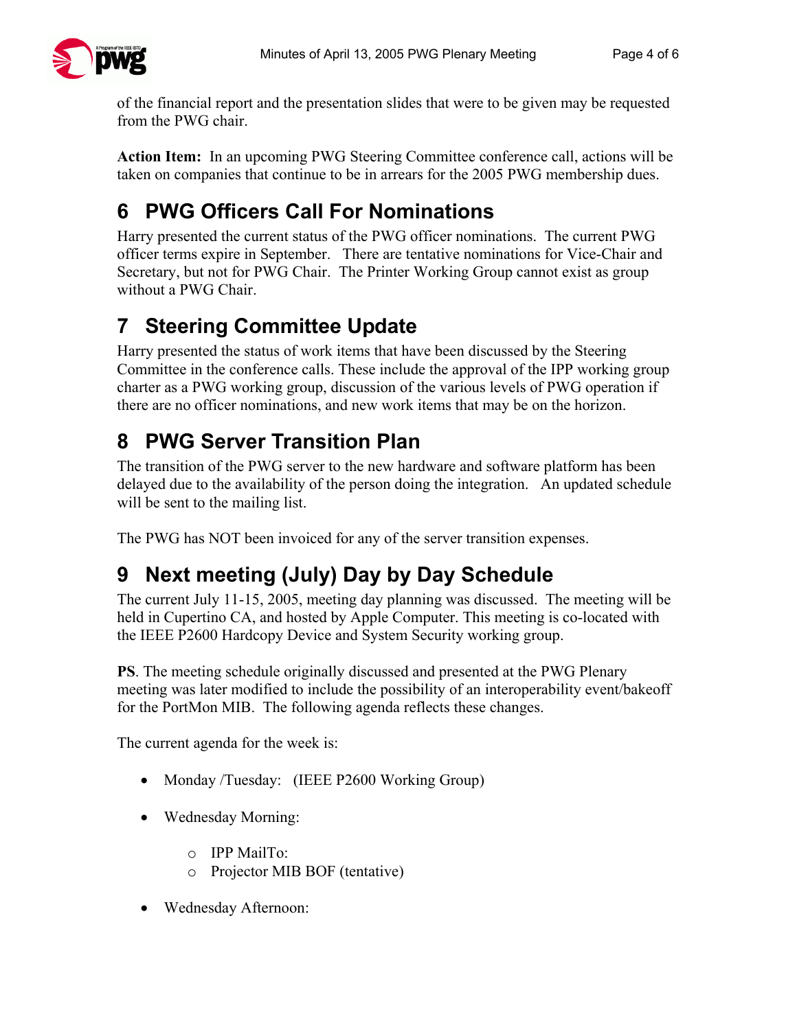of the financial report and the presentation slides that were to be given may be requested from the PWG chair.

**Action Item:** In an upcoming PWG Steering Committee conference call, actions will be taken on companies that continue to be in arrears for the 2005 PWG membership dues.

# 6 PWG Officers Call For Nominations

Harry presented the current status of the PWG officer nominations. The current PWG officer terms expire in September. There are tentative nominations for Vice-Chair and Secretary, but not for PWG Chair. The Printer Working Group cannot exist as group without a PWG Chair.

# 7 Steering Committee Update

Harry presented the status of work items that have been discussed by the Steering Committee in the conference calls. These include the approval of the IPP working group charter as a PWG working group, discussion of the various levels of PWG operation if there are no officer nominations, and new work items that may be on the horizon.

# 8 PWG Server Transition Plan

The transition of the PWG server to the new hardware and software platform has been delayed due to the availability of the person doing the integration. An updated schedule will be sent to the mailing list.

The PWG has NOT been invoiced for any of the server transition expenses.

# 9 Next meeting (July) Day by Day Schedule

The current July 11-15, 2005, meeting day planning was discussed. The meeting will be held in Cupertino CA, and hosted by Apple Computer. This meeting is co-located with the IEEE P2600 Hardcopy Device and System Security working group.

**PS**. The meeting schedule originally discussed and presented at the PWG Plenary meeting was later modified to include the possibility of an interoperability event/bakeoff for the PortMon MIB. The following agenda reflects these changes.

The current agenda for the week is:

- Monday /Tuesday: (IEEE P2600 Working Group)
- Wednesday Morning:
  - IPP MailTo:
  - Projector MIB BOF (tentative)
- Wednesday Afternoon: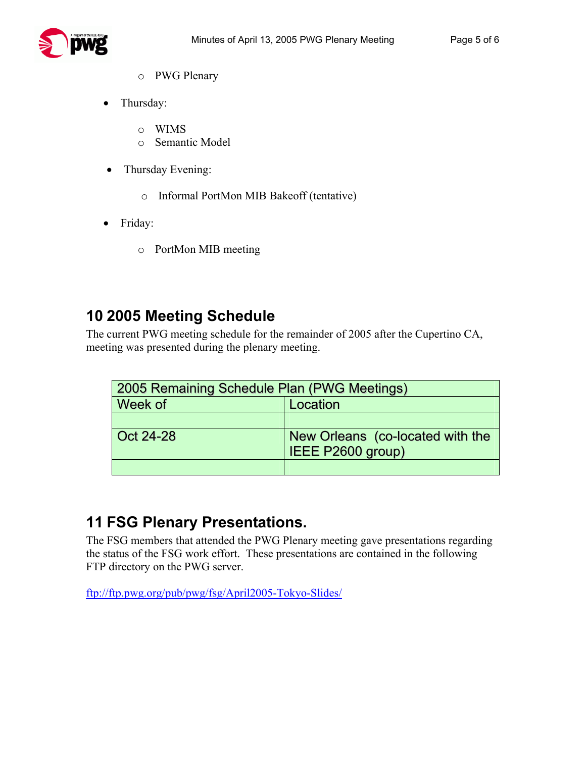- PWG Plenary

- Thursday:
  - WIMS
  - Semantic Model

- Thursday Evening:
  - Informal PortMon MIB Bakeoff (tentative)

- Friday:
  - PortMon MIB meeting

## 10 2005 Meeting Schedule

The current PWG meeting schedule for the remainder of 2005 after the Cupertino CA, meeting was presented during the plenary meeting.

| 2005 Remaining Schedule Plan (PWG Meetings) | |
|---|---|
| Week of | Location |
| | |
| Oct 24-28 | New Orleans (co-located with the IEEE P2600 group) |
| | |

## 11 FSG Plenary Presentations.

The FSG members that attended the PWG Plenary meeting gave presentations regarding the status of the FSG work effort. These presentations are contained in the following FTP directory on the PWG server.

ftp://ftp.pwg.org/pub/pwg/fsg/April2005-Tokyo-Slides/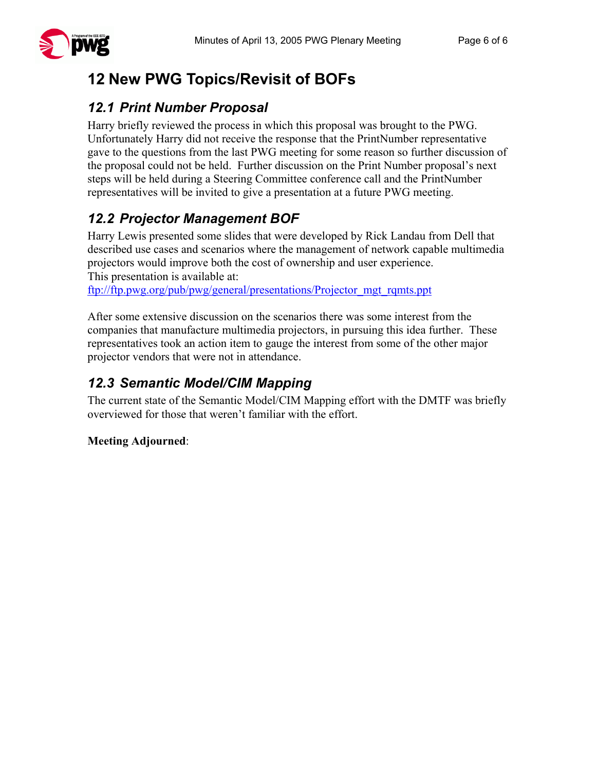# 12 New PWG Topics/Revisit of BOFs

## 12.1 Print Number Proposal

Harry briefly reviewed the process in which this proposal was brought to the PWG. Unfortunately Harry did not receive the response that the PrintNumber representative gave to the questions from the last PWG meeting for some reason so further discussion of the proposal could not be held. Further discussion on the Print Number proposal's next steps will be held during a Steering Committee conference call and the PrintNumber representatives will be invited to give a presentation at a future PWG meeting.

## 12.2 Projector Management BOF

Harry Lewis presented some slides that were developed by Rick Landau from Dell that described use cases and scenarios where the management of network capable multimedia projectors would improve both the cost of ownership and user experience.
This presentation is available at:
ftp://ftp.pwg.org/pub/pwg/general/presentations/Projector_mgt_rqmts.ppt

After some extensive discussion on the scenarios there was some interest from the companies that manufacture multimedia projectors, in pursuing this idea further. These representatives took an action item to gauge the interest from some of the other major projector vendors that were not in attendance.

## 12.3 Semantic Model/CIM Mapping

The current state of the Semantic Model/CIM Mapping effort with the DMTF was briefly overviewed for those that weren't familiar with the effort.

**Meeting Adjourned**: